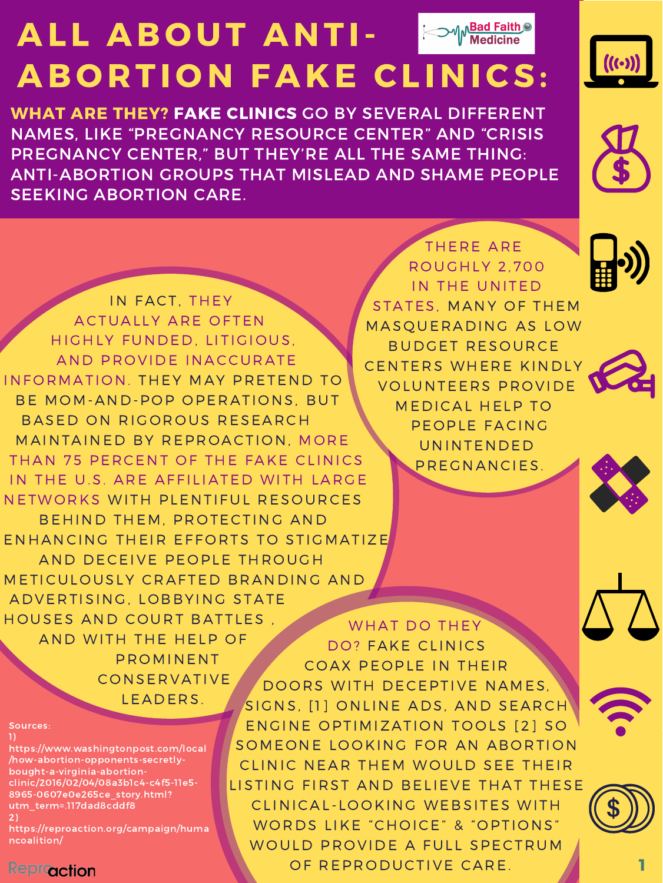# ALL ABOUT ANTI-ABORTION FAKE CLINICS:

Bad Faith Medicine

**WHAT ARE THEY? FAKE CLINICS** GO BY SEVERAL DIFFERENT NAMES, LIKE "PREGNANCY RESOURCE CENTER" AND "CRISIS PREGNANCY CENTER," BUT THEY'RE ALL THE SAME THING: ANTI-ABORTION GROUPS THAT MISLEAD AND SHAME PEOPLE SEEKING ABORTION CARE.

IN FACT, THEY ACTUALLY ARE OFTEN HIGHLY FUNDED, LITIGIOUS, AND PROVIDE INACCURATE INFORMATION. THEY MAY PRETEND TO BE MOM-AND-POP OPERATIONS, BUT BASED ON RIGOROUS RESEARCH MAINTAINED BY REPROACTION, MORE THAN 75 PERCENT OF THE FAKE CLINICS IN THE U.S. ARE AFFILIATED WITH LARGE NETWORKS WITH PLENTIFUL RESOURCES BEHIND THEM, PROTECTING AND ENHANCING THEIR EFFORTS TO STIGMATIZE AND DECEIVE PEOPLE THROUGH METICULOUSLY CRAFTED BRANDING AND ADVERTISING, LOBBYING STATE HOUSES AND COURT BATTLES , AND WITH THE HELP OF PROMINENT CONSERVATIVE LEADERS.

THERE ARE ROUGHLY 2,700 IN THE UNITED STATES, MANY OF THEM MASQUERADING AS LOW BUDGET RESOURCE CENTERS WHERE KINDLY VOLUNTEERS PROVIDE MEDICAL HELP TO PEOPLE FACING UNINTENDED PREGNANCIES.

WHAT DO THEY DO? FAKE CLINICS COAX PEOPLE IN THEIR DOORS WITH DECEPTIVE NAMES, SIGNS, [1] ONLINE ADS, AND SEARCH ENGINE OPTIMIZATION TOOLS [2] SO SOMEONE LOOKING FOR AN ABORTION CLINIC NEAR THEM WOULD SEE THEIR LISTING FIRST AND BELIEVE THAT THESE CLINICAL-LOOKING WEBSITES WITH WORDS LIKE "CHOICE" & "OPTIONS" WOULD PROVIDE A FULL SPECTRUM OF REPRODUCTIVE CARE.

Sources:
1) https://www.washingtonpost.com/local/how-abortion-opponents-secretly-bought-a-virginia-abortion-clinic/2016/02/04/08a3b1c4-c4f5-11e5-8965-0607e0e265ce_story.html?utm_term=.117dad8cddf8
2) https://reproaction.org/campaign/humancoalition/

Reproaction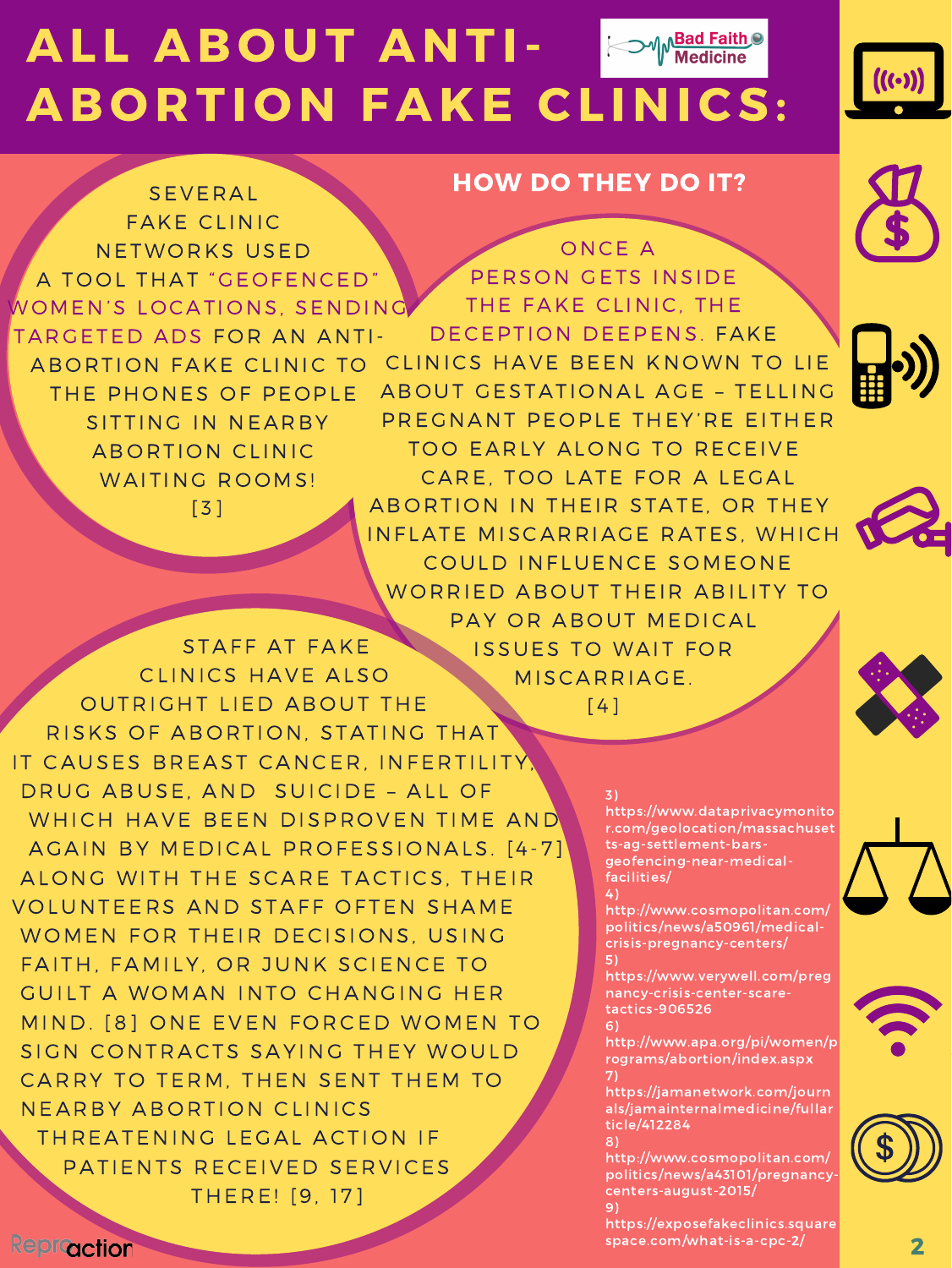# ALL ABOUT ANTI-ABORTION FAKE CLINICS:

Bad Faith Medicine

SEVERAL FAKE CLINIC NETWORKS USED A TOOL THAT "GEOFENCED" WOMEN'S LOCATIONS, SENDING TARGETED ADS FOR AN ANTI-ABORTION FAKE CLINIC TO THE PHONES OF PEOPLE SITTING IN NEARBY ABORTION CLINIC WAITING ROOMS! [3]

## HOW DO THEY DO IT?

ONCE A PERSON GETS INSIDE THE FAKE CLINIC, THE DECEPTION DEEPENS. FAKE CLINICS HAVE BEEN KNOWN TO LIE ABOUT GESTATIONAL AGE – TELLING PREGNANT PEOPLE THEY'RE EITHER TOO EARLY ALONG TO RECEIVE CARE, TOO LATE FOR A LEGAL ABORTION IN THEIR STATE, OR THEY INFLATE MISCARRIAGE RATES, WHICH COULD INFLUENCE SOMEONE WORRIED ABOUT THEIR ABILITY TO PAY OR ABOUT MEDICAL ISSUES TO WAIT FOR MISCARRIAGE. [4]

STAFF AT FAKE CLINICS HAVE ALSO OUTRIGHT LIED ABOUT THE RISKS OF ABORTION, STATING THAT IT CAUSES BREAST CANCER, INFERTILITY, DRUG ABUSE, AND SUICIDE – ALL OF WHICH HAVE BEEN DISPROVEN TIME AND AGAIN BY MEDICAL PROFESSIONALS. [4-7] ALONG WITH THE SCARE TACTICS, THEIR VOLUNTEERS AND STAFF OFTEN SHAME WOMEN FOR THEIR DECISIONS, USING FAITH, FAMILY, OR JUNK SCIENCE TO GUILT A WOMAN INTO CHANGING HER MIND. [8] ONE EVEN FORCED WOMEN TO SIGN CONTRACTS SAYING THEY WOULD CARRY TO TERM, THEN SENT THEM TO NEARBY ABORTION CLINICS THREATENING LEGAL ACTION IF PATIENTS RECEIVED SERVICES THERE! [9, 17]

3) https://www.dataprivacymonitor.com/geolocation/massachusetts-ag-settlement-bars-geofencing-near-medical-facilities/
4) http://www.cosmopolitan.com/politics/news/a50961/medical-crisis-pregnancy-centers/
5) https://www.verywell.com/pregnancy-crisis-center-scare-tactics-906526
6) http://www.apa.org/pi/women/programs/abortion/index.aspx
7) https://jamanetwork.com/journals/jamainternalmedicine/fullarticle/412284
8) http://www.cosmopolitan.com/politics/news/a43101/pregnancy-centers-august-2015/
9) https://exposefakeclinics.squarespace.com/what-is-a-cpc-2/

Reproaction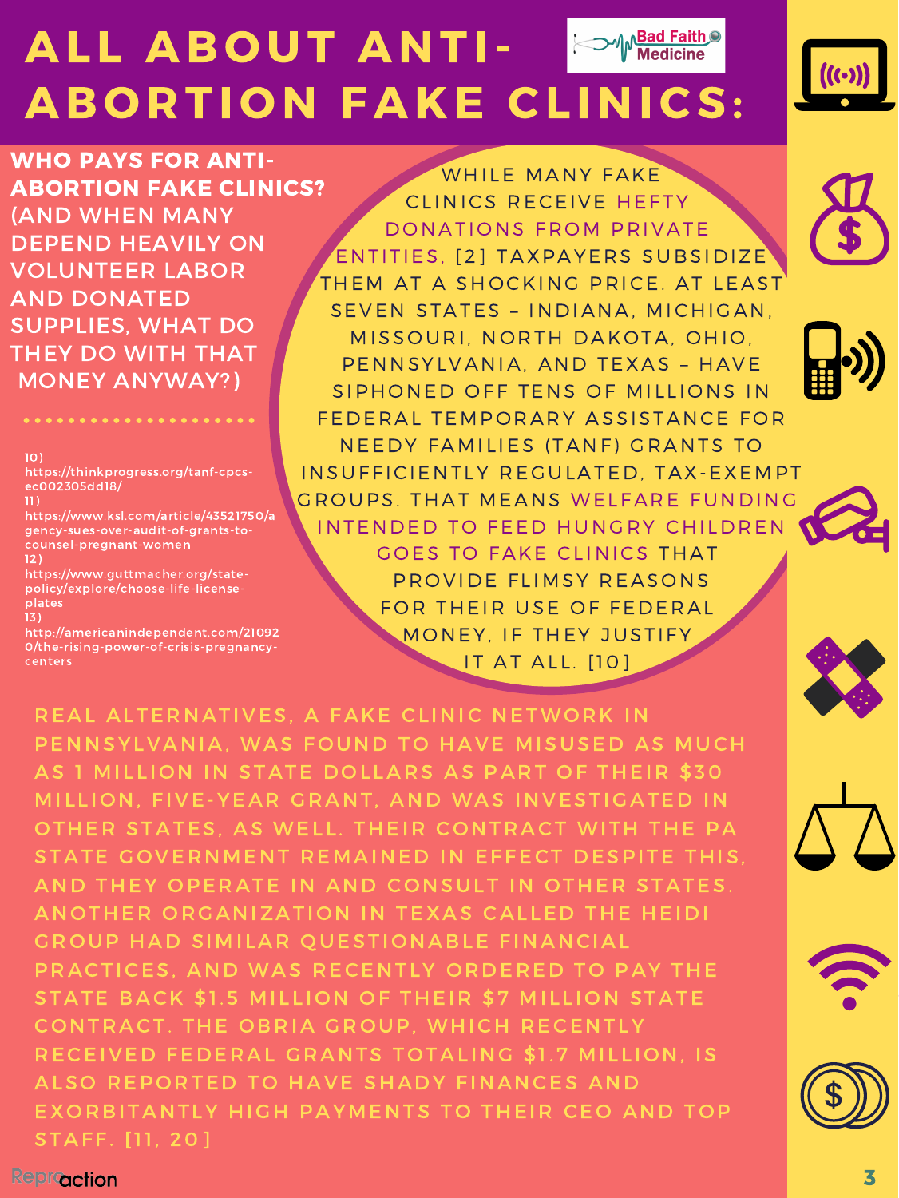# ALL ABOUT ANTI-ABORTION FAKE CLINICS:

Bad Faith Medicine

**WHO PAYS FOR ANTI-ABORTION FAKE CLINICS?** (AND WHEN MANY DEPEND HEAVILY ON VOLUNTEER LABOR AND DONATED SUPPLIES, WHAT DO THEY DO WITH THAT MONEY ANYWAY?)

WHILE MANY FAKE CLINICS RECEIVE HEFTY DONATIONS FROM PRIVATE ENTITIES, [2] TAXPAYERS SUBSIDIZE THEM AT A SHOCKING PRICE. AT LEAST SEVEN STATES – INDIANA, MICHIGAN, MISSOURI, NORTH DAKOTA, OHIO, PENNSYLVANIA, AND TEXAS – HAVE SIPHONED OFF TENS OF MILLIONS IN FEDERAL TEMPORARY ASSISTANCE FOR NEEDY FAMILIES (TANF) GRANTS TO INSUFFICIENTLY REGULATED, TAX-EXEMPT GROUPS. THAT MEANS WELFARE FUNDING INTENDED TO FEED HUNGRY CHILDREN GOES TO FAKE CLINICS THAT PROVIDE FLIMSY REASONS FOR THEIR USE OF FEDERAL MONEY, IF THEY JUSTIFY IT AT ALL. [10]

REAL ALTERNATIVES, A FAKE CLINIC NETWORK IN PENNSYLVANIA, WAS FOUND TO HAVE MISUSED AS MUCH AS 1 MILLION IN STATE DOLLARS AS PART OF THEIR $30 MILLION, FIVE-YEAR GRANT, AND WAS INVESTIGATED IN OTHER STATES, AS WELL. THEIR CONTRACT WITH THE PA STATE GOVERNMENT REMAINED IN EFFECT DESPITE THIS, AND THEY OPERATE IN AND CONSULT IN OTHER STATES. ANOTHER ORGANIZATION IN TEXAS CALLED THE HEIDI GROUP HAD SIMILAR QUESTIONABLE FINANCIAL PRACTICES, AND WAS RECENTLY ORDERED TO PAY THE STATE BACK $1.5 MILLION OF THEIR $7 MILLION STATE CONTRACT. THE OBRIA GROUP, WHICH RECENTLY RECEIVED FEDERAL GRANTS TOTALING $1.7 MILLION, IS ALSO REPORTED TO HAVE SHADY FINANCES AND EXORBITANTLY HIGH PAYMENTS TO THEIR CEO AND TOP STAFF. [11, 20]

10) https://thinkprogress.org/tanf-cpcs-ec002305dd18/
11) https://www.ksl.com/article/43521750/agency-sues-over-audit-of-grants-to-counsel-pregnant-women
12) https://www.guttmacher.org/state-policy/explore/choose-life-license-plates
13) http://americanindependent.com/210920/the-rising-power-of-crisis-pregnancy-centers

ReproAction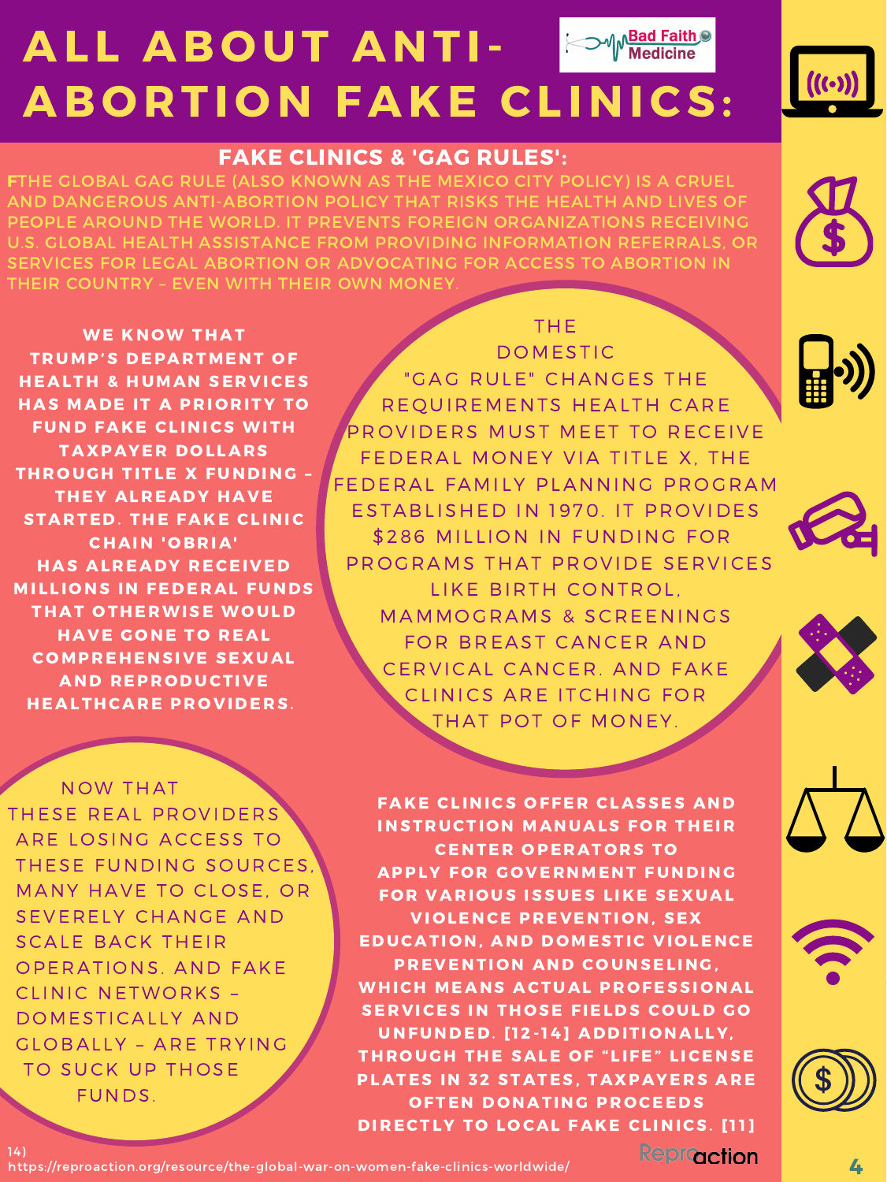# ALL ABOUT ANTI-ABORTION FAKE CLINICS:

Bad Faith Medicine

## FAKE CLINICS & 'GAG RULES':

FTHE GLOBAL GAG RULE (ALSO KNOWN AS THE MEXICO CITY POLICY) IS A CRUEL AND DANGEROUS ANTI-ABORTION POLICY THAT RISKS THE HEALTH AND LIVES OF PEOPLE AROUND THE WORLD. IT PREVENTS FOREIGN ORGANIZATIONS RECEIVING U.S. GLOBAL HEALTH ASSISTANCE FROM PROVIDING INFORMATION REFERRALS, OR SERVICES FOR LEGAL ABORTION OR ADVOCATING FOR ACCESS TO ABORTION IN THEIR COUNTRY – EVEN WITH THEIR OWN MONEY.

**WE KNOW THAT TRUMP'S DEPARTMENT OF HEALTH & HUMAN SERVICES HAS MADE IT A PRIORITY TO FUND FAKE CLINICS WITH TAXPAYER DOLLARS THROUGH TITLE X FUNDING – THEY ALREADY HAVE STARTED. THE FAKE CLINIC CHAIN 'OBRIA' HAS ALREADY RECEIVED MILLIONS IN FEDERAL FUNDS THAT OTHERWISE WOULD HAVE GONE TO REAL COMPREHENSIVE SEXUAL AND REPRODUCTIVE HEALTHCARE PROVIDERS.**

THE DOMESTIC "GAG RULE" CHANGES THE REQUIREMENTS HEALTH CARE PROVIDERS MUST MEET TO RECEIVE FEDERAL MONEY VIA TITLE X, THE FEDERAL FAMILY PLANNING PROGRAM ESTABLISHED IN 1970. IT PROVIDES $286 MILLION IN FUNDING FOR PROGRAMS THAT PROVIDE SERVICES LIKE BIRTH CONTROL, MAMMOGRAMS & SCREENINGS FOR BREAST CANCER AND CERVICAL CANCER. AND FAKE CLINICS ARE ITCHING FOR THAT POT OF MONEY.

NOW THAT THESE REAL PROVIDERS ARE LOSING ACCESS TO THESE FUNDING SOURCES, MANY HAVE TO CLOSE, OR SEVERELY CHANGE AND SCALE BACK THEIR OPERATIONS. AND FAKE CLINIC NETWORKS – DOMESTICALLY AND GLOBALLY – ARE TRYING TO SUCK UP THOSE FUNDS.

**FAKE CLINICS OFFER CLASSES AND INSTRUCTION MANUALS FOR THEIR CENTER OPERATORS TO APPLY FOR GOVERNMENT FUNDING FOR VARIOUS ISSUES LIKE SEXUAL VIOLENCE PREVENTION, SEX EDUCATION, AND DOMESTIC VIOLENCE PREVENTION AND COUNSELING, WHICH MEANS ACTUAL PROFESSIONAL SERVICES IN THOSE FIELDS COULD GO UNFUNDED. [12-14] ADDITIONALLY, THROUGH THE SALE OF "LIFE" LICENSE PLATES IN 32 STATES, TAXPAYERS ARE OFTEN DONATING PROCEEDS DIRECTLY TO LOCAL FAKE CLINICS. [11]**

14) https://reproaction.org/resource/the-global-war-on-women-fake-clinics-worldwide/

Reproaction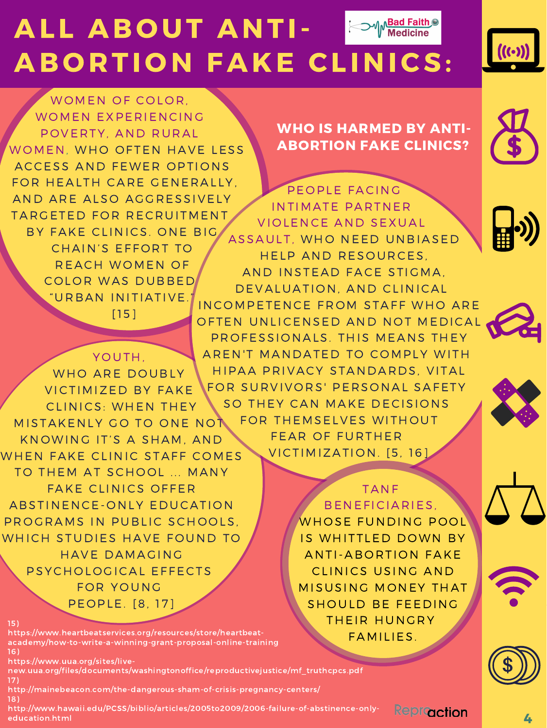# ALL ABOUT ANTI-ABORTION FAKE CLINICS:

Bad Faith Medicine

## WHO IS HARMED BY ANTI-ABORTION FAKE CLINICS?

**WOMEN OF COLOR, WOMEN EXPERIENCING POVERTY, AND RURAL WOMEN**, WHO OFTEN HAVE LESS ACCESS AND FEWER OPTIONS FOR HEALTH CARE GENERALLY, AND ARE ALSO AGGRESSIVELY TARGETED FOR RECRUITMENT BY FAKE CLINICS. ONE BIG CHAIN'S EFFORT TO REACH WOMEN OF COLOR WAS DUBBED "URBAN INITIATIVE." [15]

**PEOPLE FACING INTIMATE PARTNER VIOLENCE AND SEXUAL ASSAULT**, WHO NEED UNBIASED HELP AND RESOURCES, AND INSTEAD FACE STIGMA, DEVALUATION, AND CLINICAL INCOMPETENCE FROM STAFF WHO ARE OFTEN UNLICENSED AND NOT MEDICAL PROFESSIONALS. THIS MEANS THEY AREN'T MANDATED TO COMPLY WITH HIPAA PRIVACY STANDARDS, VITAL FOR SURVIVORS' PERSONAL SAFETY SO THEY CAN MAKE DECISIONS FOR THEMSELVES WITHOUT FEAR OF FURTHER VICTIMIZATION. [5, 16]

**YOUTH**, WHO ARE DOUBLY VICTIMIZED BY FAKE CLINICS: WHEN THEY MISTAKENLY GO TO ONE NOT KNOWING IT'S A SHAM, AND WHEN FAKE CLINIC STAFF COMES TO THEM AT SCHOOL ... MANY FAKE CLINICS OFFER ABSTINENCE-ONLY EDUCATION PROGRAMS IN PUBLIC SCHOOLS, WHICH STUDIES HAVE FOUND TO HAVE DAMAGING PSYCHOLOGICAL EFFECTS FOR YOUNG PEOPLE. [8, 17]

**TANF BENEFICIARIES**, WHOSE FUNDING POOL IS WHITTLED DOWN BY ANTI-ABORTION FAKE CLINICS USING AND MISUSING MONEY THAT SHOULD BE FEEDING THEIR HUNGRY FAMILIES.

15) https://www.heartbeatservices.org/resources/store/heartbeat-academy/how-to-write-a-winning-grant-proposal-online-training
16) https://www.uua.org/sites/live-new.uua.org/files/documents/washingtonoffice/reproductivejustice/mf_truthcpcs.pdf
17) http://mainebeacon.com/the-dangerous-sham-of-crisis-pregnancy-centers/
18) http://www.hawaii.edu/PCSS/biblio/articles/2005to2009/2006-failure-of-abstinence-only-education.html

Reproaction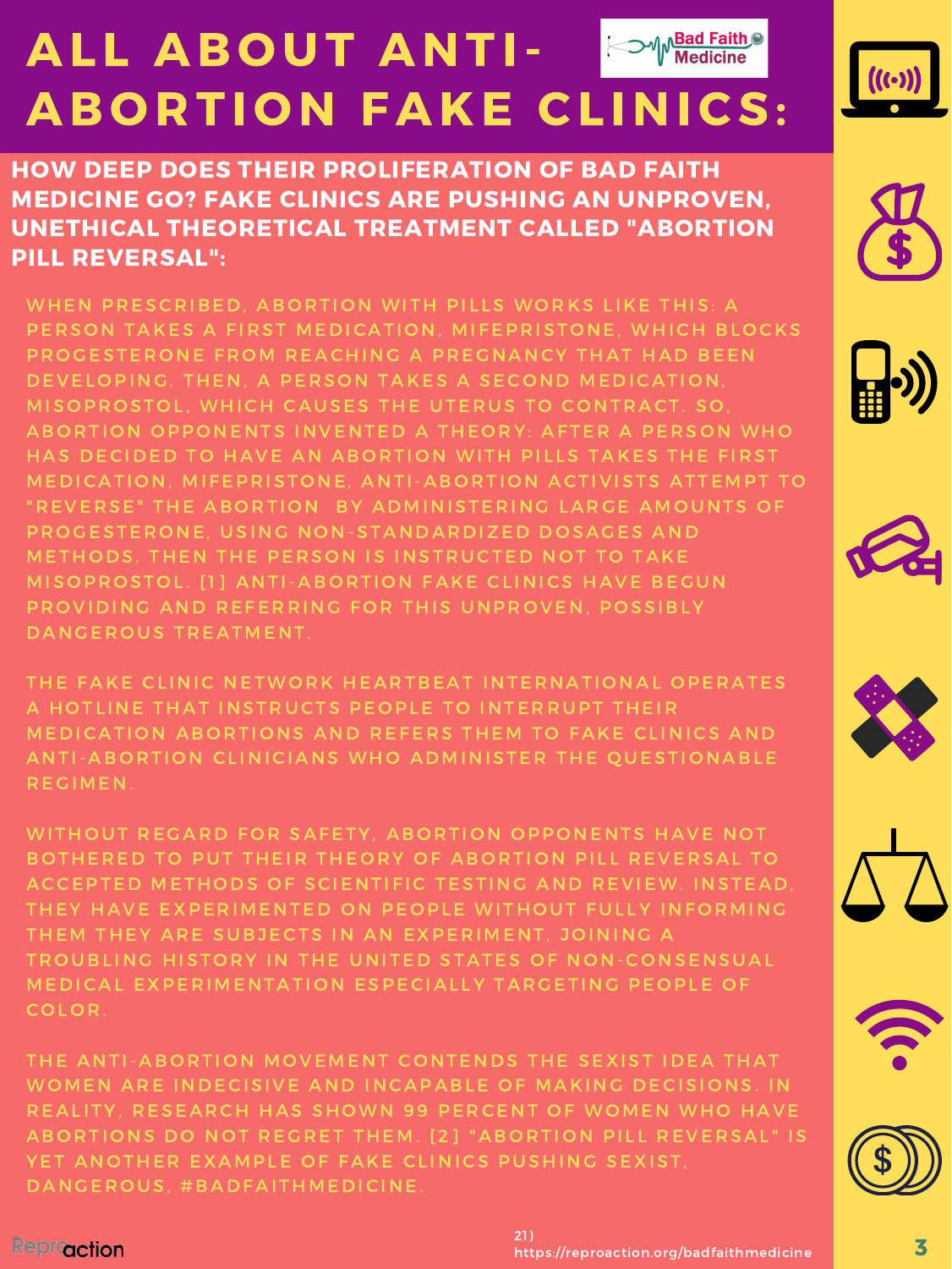# ALL ABOUT ANTI-ABORTION FAKE CLINICS:

Bad Faith Medicine

**HOW DEEP DOES THEIR PROLIFERATION OF BAD FAITH MEDICINE GO? FAKE CLINICS ARE PUSHING AN UNPROVEN, UNETHICAL THEORETICAL TREATMENT CALLED "ABORTION PILL REVERSAL":**

WHEN PRESCRIBED, ABORTION WITH PILLS WORKS LIKE THIS: A PERSON TAKES A FIRST MEDICATION, MIFEPRISTONE, WHICH BLOCKS PROGESTERONE FROM REACHING A PREGNANCY THAT HAD BEEN DEVELOPING. THEN, A PERSON TAKES A SECOND MEDICATION, MISOPROSTOL, WHICH CAUSES THE UTERUS TO CONTRACT. SO, ABORTION OPPONENTS INVENTED A THEORY: AFTER A PERSON WHO HAS DECIDED TO HAVE AN ABORTION WITH PILLS TAKES THE FIRST MEDICATION, MIFEPRISTONE, ANTI-ABORTION ACTIVISTS ATTEMPT TO "REVERSE" THE ABORTION BY ADMINISTERING LARGE AMOUNTS OF PROGESTERONE, USING NON-STANDARDIZED DOSAGES AND METHODS. THEN THE PERSON IS INSTRUCTED NOT TO TAKE MISOPROSTOL. [1] ANTI-ABORTION FAKE CLINICS HAVE BEGUN PROVIDING AND REFERRING FOR THIS UNPROVEN, POSSIBLY DANGEROUS TREATMENT.

THE FAKE CLINIC NETWORK HEARTBEAT INTERNATIONAL OPERATES A HOTLINE THAT INSTRUCTS PEOPLE TO INTERRUPT THEIR MEDICATION ABORTIONS AND REFERS THEM TO FAKE CLINICS AND ANTI-ABORTION CLINICIANS WHO ADMINISTER THE QUESTIONABLE REGIMEN.

WITHOUT REGARD FOR SAFETY, ABORTION OPPONENTS HAVE NOT BOTHERED TO PUT THEIR THEORY OF ABORTION PILL REVERSAL TO ACCEPTED METHODS OF SCIENTIFIC TESTING AND REVIEW. INSTEAD, THEY HAVE EXPERIMENTED ON PEOPLE WITHOUT FULLY INFORMING THEM THEY ARE SUBJECTS IN AN EXPERIMENT, JOINING A TROUBLING HISTORY IN THE UNITED STATES OF NON-CONSENSUAL MEDICAL EXPERIMENTATION ESPECIALLY TARGETING PEOPLE OF COLOR.

THE ANTI-ABORTION MOVEMENT CONTENDS THE SEXIST IDEA THAT WOMEN ARE INDECISIVE AND INCAPABLE OF MAKING DECISIONS. IN REALITY, RESEARCH HAS SHOWN 99 PERCENT OF WOMEN WHO HAVE ABORTIONS DO NOT REGRET THEM. [2] "ABORTION PILL REVERSAL" IS YET ANOTHER EXAMPLE OF FAKE CLINICS PUSHING SEXIST, DANGEROUS, #BADFAITHMEDICINE.

Reproaction

21) https://reproaction.org/badfaithmedicine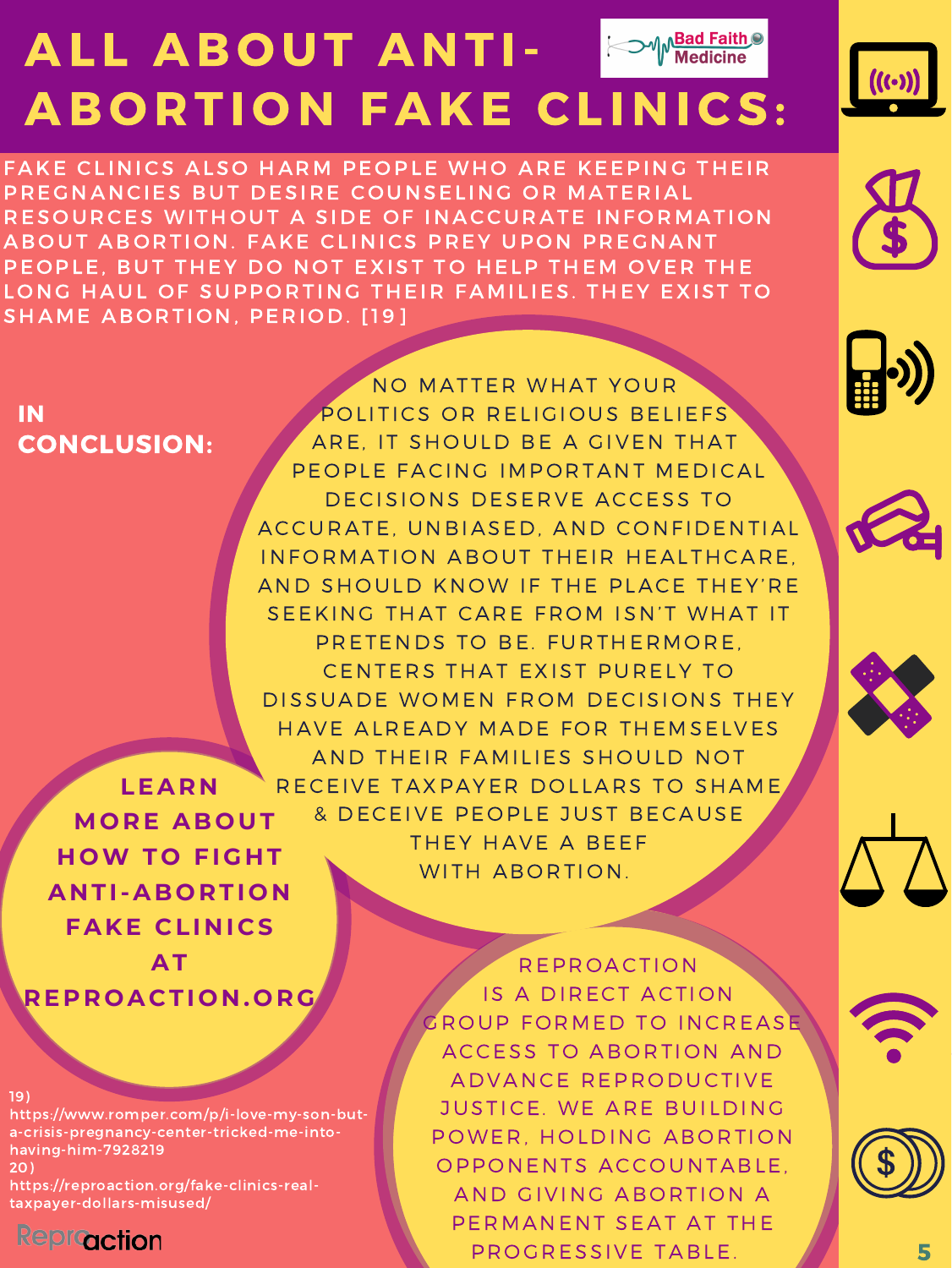# ALL ABOUT ANTI-ABORTION FAKE CLINICS:

Bad Faith Medicine

FAKE CLINICS ALSO HARM PEOPLE WHO ARE KEEPING THEIR PREGNANCIES BUT DESIRE COUNSELING OR MATERIAL RESOURCES WITHOUT A SIDE OF INACCURATE INFORMATION ABOUT ABORTION. FAKE CLINICS PREY UPON PREGNANT PEOPLE, BUT THEY DO NOT EXIST TO HELP THEM OVER THE LONG HAUL OF SUPPORTING THEIR FAMILIES. THEY EXIST TO SHAME ABORTION, PERIOD. [19]

**IN CONCLUSION:**

NO MATTER WHAT YOUR POLITICS OR RELIGIOUS BELIEFS ARE, IT SHOULD BE A GIVEN THAT PEOPLE FACING IMPORTANT MEDICAL DECISIONS DESERVE ACCESS TO ACCURATE, UNBIASED, AND CONFIDENTIAL INFORMATION ABOUT THEIR HEALTHCARE, AND SHOULD KNOW IF THE PLACE THEY'RE SEEKING THAT CARE FROM ISN'T WHAT IT PRETENDS TO BE. FURTHERMORE, CENTERS THAT EXIST PURELY TO DISSUADE WOMEN FROM DECISIONS THEY HAVE ALREADY MADE FOR THEMSELVES AND THEIR FAMILIES SHOULD NOT RECEIVE TAXPAYER DOLLARS TO SHAME & DECEIVE PEOPLE JUST BECAUSE THEY HAVE A BEEF WITH ABORTION.

**LEARN MORE ABOUT HOW TO FIGHT ANTI-ABORTION FAKE CLINICS AT REPROACTION.ORG**

REPROACTION IS A DIRECT ACTION GROUP FORMED TO INCREASE ACCESS TO ABORTION AND ADVANCE REPRODUCTIVE JUSTICE. WE ARE BUILDING POWER, HOLDING ABORTION OPPONENTS ACCOUNTABLE, AND GIVING ABORTION A PERMANENT SEAT AT THE PROGRESSIVE TABLE.

19) https://www.romper.com/p/i-love-my-son-but-a-crisis-pregnancy-center-tricked-me-into-having-him-7928219

20) https://reproaction.org/fake-clinics-real-taxpayer-dollars-misused/

Reproaction